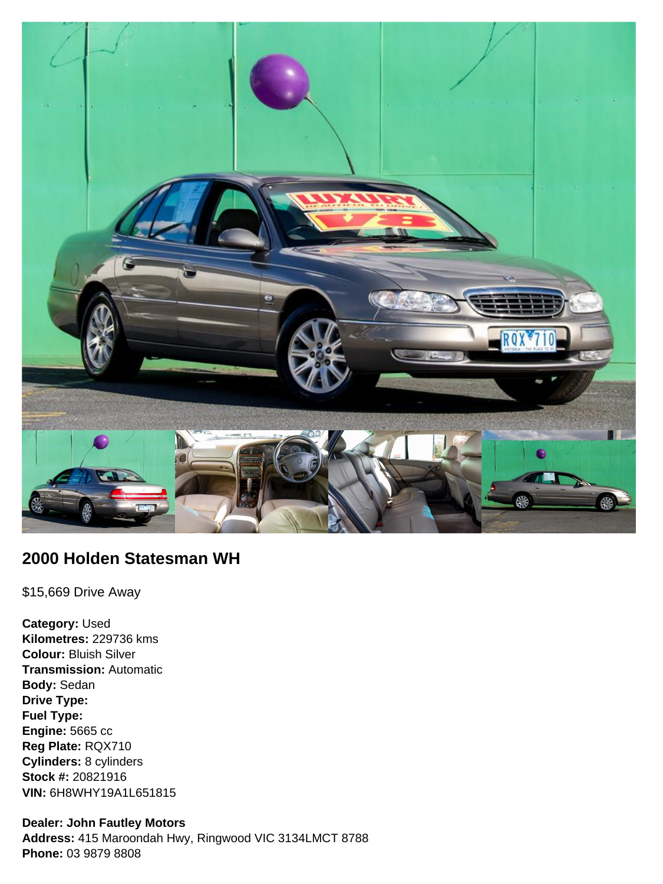## 2000 Holden Statesman WH

$15,669 Drive Away

**Category:** Used
**Kilometres:** 229736 kms
**Colour:** Bluish Silver
**Transmission:** Automatic
**Body:** Sedan
**Drive Type:**
**Fuel Type:**
**Engine:** 5665 cc
**Reg Plate:** RQX710
**Cylinders:** 8 cylinders
**Stock #:** 20821916
**VIN:** 6H8WHY19A1L651815

**Dealer: John Fautley Motors**
**Address:** 415 Maroondah Hwy, Ringwood VIC 3134LMCT 8788
**Phone:** 03 9879 8808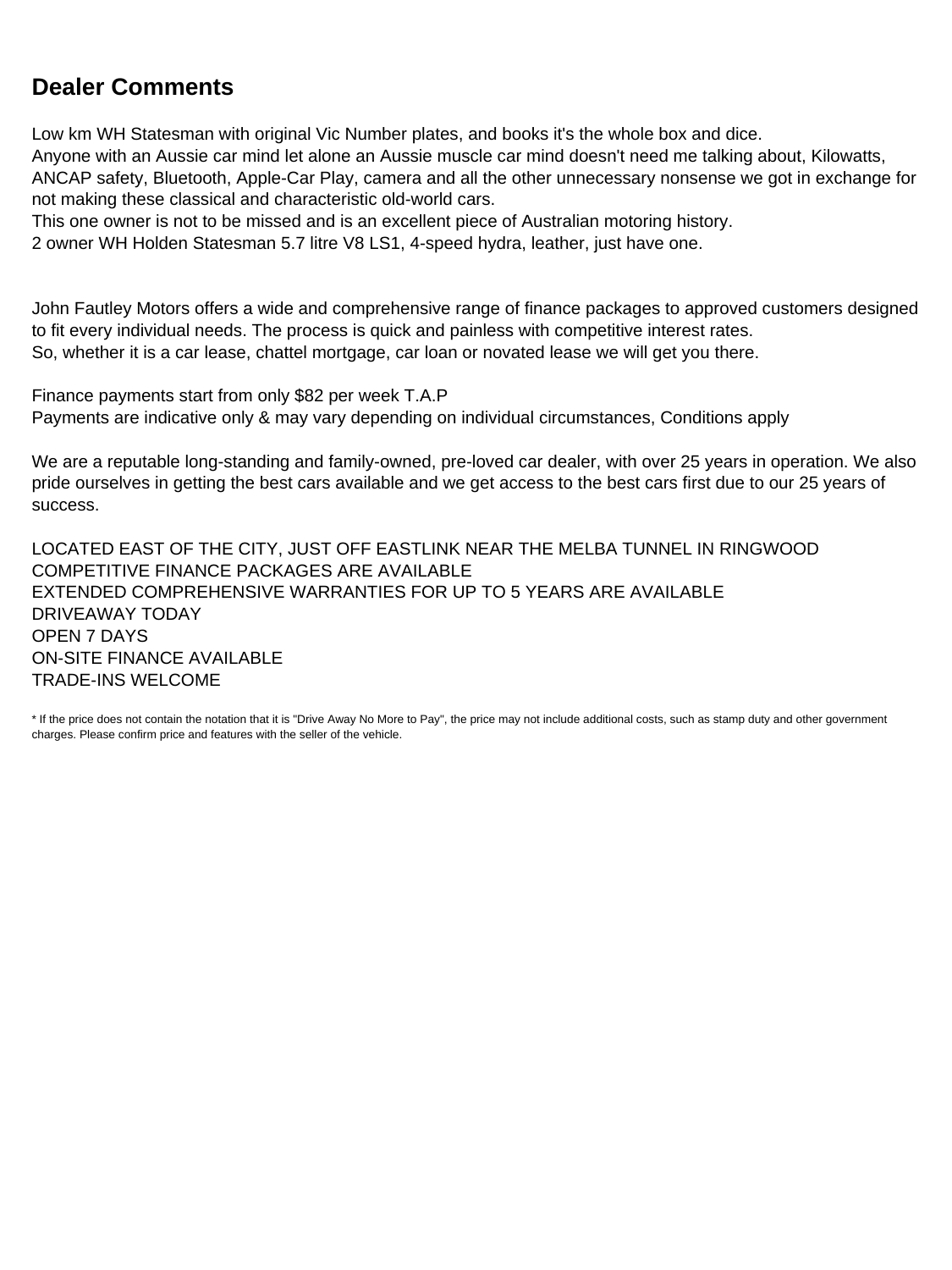## Dealer Comments

Low km WH Statesman with original Vic Number plates, and books it's the whole box and dice.
Anyone with an Aussie car mind let alone an Aussie muscle car mind doesn't need me talking about, Kilowatts, ANCAP safety, Bluetooth, Apple-Car Play, camera and all the other unnecessary nonsense we got in exchange for not making these classical and characteristic old-world cars.
This one owner is not to be missed and is an excellent piece of Australian motoring history.
2 owner WH Holden Statesman 5.7 litre V8 LS1, 4-speed hydra, leather, just have one.

John Fautley Motors offers a wide and comprehensive range of finance packages to approved customers designed to fit every individual needs. The process is quick and painless with competitive interest rates.
So, whether it is a car lease, chattel mortgage, car loan or novated lease we will get you there.

Finance payments start from only $82 per week T.A.P
Payments are indicative only & may vary depending on individual circumstances, Conditions apply

We are a reputable long-standing and family-owned, pre-loved car dealer, with over 25 years in operation. We also pride ourselves in getting the best cars available and we get access to the best cars first due to our 25 years of success.

LOCATED EAST OF THE CITY, JUST OFF EASTLINK NEAR THE MELBA TUNNEL IN RINGWOOD
COMPETITIVE FINANCE PACKAGES ARE AVAILABLE
EXTENDED COMPREHENSIVE WARRANTIES FOR UP TO 5 YEARS ARE AVAILABLE
DRIVEAWAY TODAY
OPEN 7 DAYS
ON-SITE FINANCE AVAILABLE
TRADE-INS WELCOME

* If the price does not contain the notation that it is "Drive Away No More to Pay", the price may not include additional costs, such as stamp duty and other government charges. Please confirm price and features with the seller of the vehicle.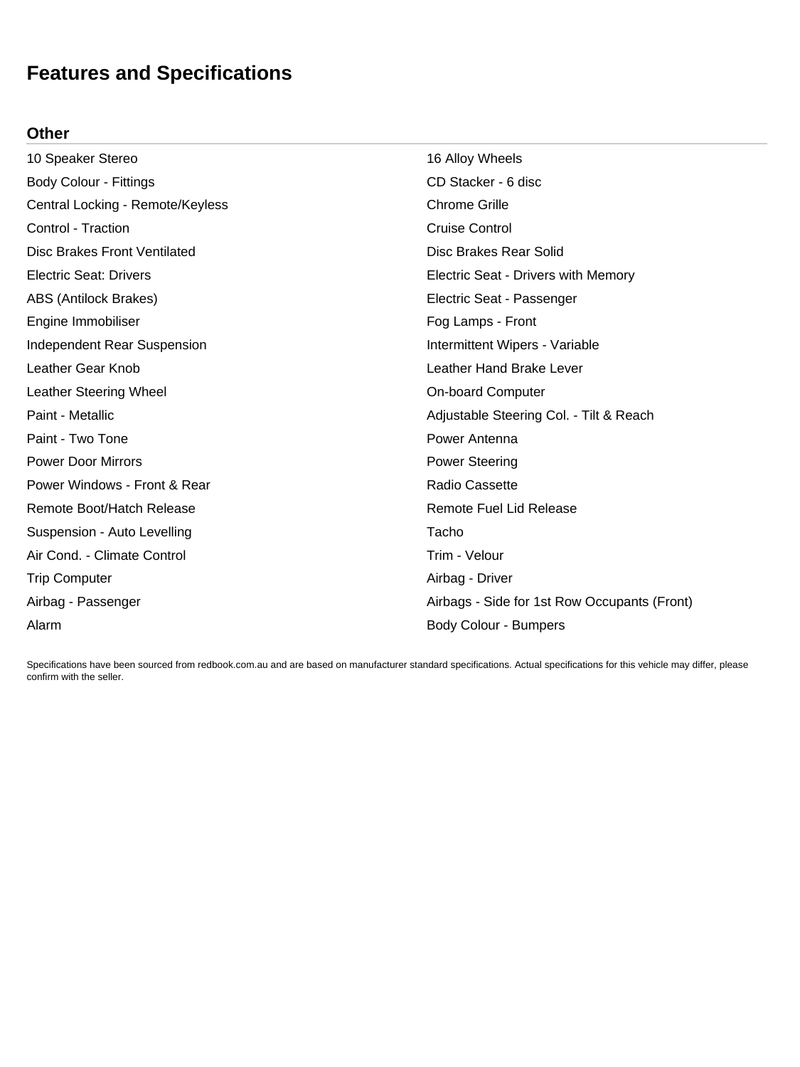# Features and Specifications

## Other

| | |
|---|---|
| 10 Speaker Stereo | 16 Alloy Wheels |
| Body Colour - Fittings | CD Stacker - 6 disc |
| Central Locking - Remote/Keyless | Chrome Grille |
| Control - Traction | Cruise Control |
| Disc Brakes Front Ventilated | Disc Brakes Rear Solid |
| Electric Seat: Drivers | Electric Seat - Drivers with Memory |
| ABS (Antilock Brakes) | Electric Seat - Passenger |
| Engine Immobiliser | Fog Lamps - Front |
| Independent Rear Suspension | Intermittent Wipers - Variable |
| Leather Gear Knob | Leather Hand Brake Lever |
| Leather Steering Wheel | On-board Computer |
| Paint - Metallic | Adjustable Steering Col. - Tilt & Reach |
| Paint - Two Tone | Power Antenna |
| Power Door Mirrors | Power Steering |
| Power Windows - Front & Rear | Radio Cassette |
| Remote Boot/Hatch Release | Remote Fuel Lid Release |
| Suspension - Auto Levelling | Tacho |
| Air Cond. - Climate Control | Trim - Velour |
| Trip Computer | Airbag - Driver |
| Airbag - Passenger | Airbags - Side for 1st Row Occupants (Front) |
| Alarm | Body Colour - Bumpers |

Specifications have been sourced from redbook.com.au and are based on manufacturer standard specifications. Actual specifications for this vehicle may differ, please confirm with the seller.